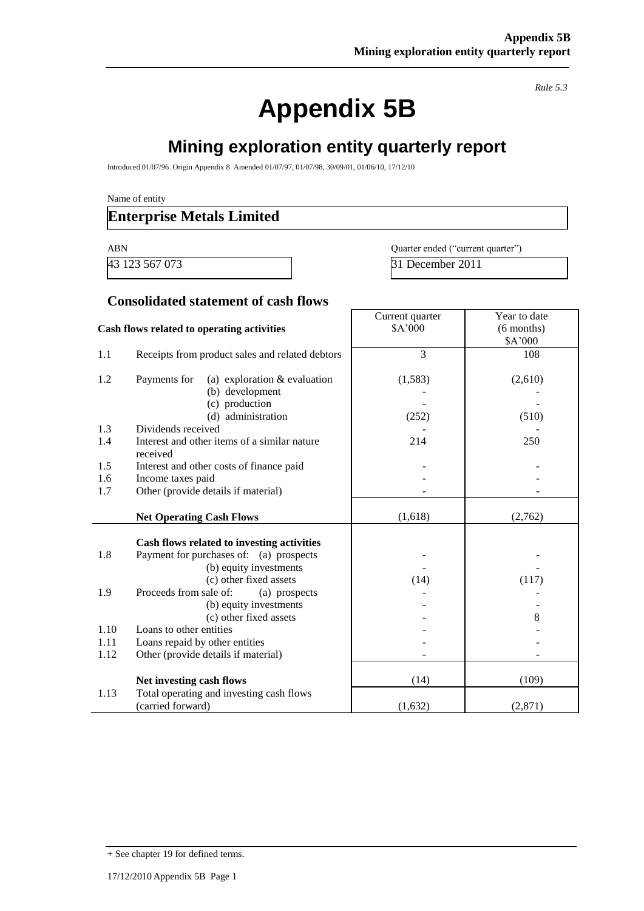*Rule 5.3*

# Appendix 5B

## Mining exploration entity quarterly report

Introduced 01/07/96 Origin Appendix 8 Amended 01/07/97, 01/07/98, 30/09/01, 01/06/10, 17/12/10

Name of entity

**Enterprise Metals Limited**

| ABN | Quarter ended ("current quarter") |
|---|---|
| 43 123 567 073 | 31 December 2011 |

### Consolidated statement of cash flows

| | Cash flows related to operating activities | Current quarter $A'000 | Year to date (6 months) $A'000 |
|---|---|---|---|
| 1.1 | Receipts from product sales and related debtors | 3 | 108 |
| 1.2 | Payments for (a) exploration & evaluation | (1,583) | (2,610) |
| | (b) development | - | - |
| | (c) production | - | - |
| | (d) administration | (252) | (510) |
| 1.3 | Dividends received | - | - |
| 1.4 | Interest and other items of a similar nature received | 214 | 250 |
| 1.5 | Interest and other costs of finance paid | - | - |
| 1.6 | Income taxes paid | - | - |
| 1.7 | Other (provide details if material) | - | - |
| | **Net Operating Cash Flows** | (1,618) | (2,762) |
| | **Cash flows related to investing activities** | | |
| 1.8 | Payment for purchases of: (a) prospects | - | - |
| | (b) equity investments | - | - |
| | (c) other fixed assets | (14) | (117) |
| 1.9 | Proceeds from sale of: (a) prospects | - | - |
| | (b) equity investments | - | - |
| | (c) other fixed assets | - | 8 |
| 1.10 | Loans to other entities | - | - |
| 1.11 | Loans repaid by other entities | - | - |
| 1.12 | Other (provide details if material) | - | - |
| | **Net investing cash flows** | (14) | (109) |
| 1.13 | Total operating and investing cash flows (carried forward) | (1,632) | (2,871) |

+ See chapter 19 for defined terms.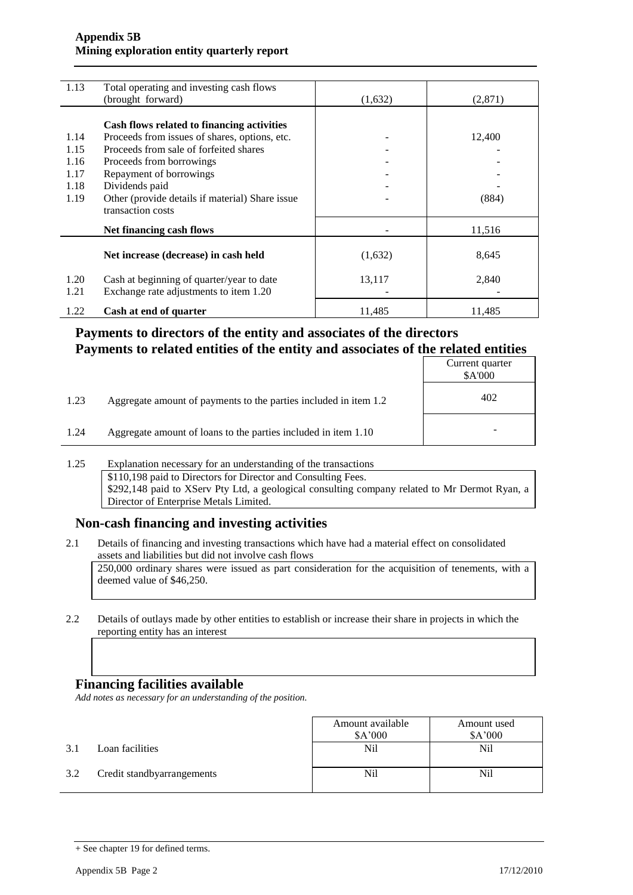| | | | |
|---|---|---|---|
| 1.13 | Total operating and investing cash flows (brought forward) | (1,632) | (2,871) |
| | **Cash flows related to financing activities** | | |
| 1.14 | Proceeds from issues of shares, options, etc. | - | 12,400 |
| 1.15 | Proceeds from sale of forfeited shares | - | - |
| 1.16 | Proceeds from borrowings | - | - |
| 1.17 | Repayment of borrowings | - | - |
| 1.18 | Dividends paid | - | - |
| 1.19 | Other (provide details if material) Share issue transaction costs | - | (884) |
| | **Net financing cash flows** | - | 11,516 |
| | **Net increase (decrease) in cash held** | (1,632) | 8,645 |
| 1.20 | Cash at beginning of quarter/year to date | 13,117 | 2,840 |
| 1.21 | Exchange rate adjustments to item 1.20 | - | - |
| 1.22 | **Cash at end of quarter** | 11,485 | 11,485 |

## Payments to directors of the entity and associates of the directors
## Payments to related entities of the entity and associates of the related entities

| | | Current quarter $A'000 |
|---|---|---|
| 1.23 | Aggregate amount of payments to the parties included in item 1.2 | 402 |
| 1.24 | Aggregate amount of loans to the parties included in item 1.10 | - |

1.25 Explanation necessary for an understanding of the transactions

$110,198 paid to Directors for Director and Consulting Fees.
$292,148 paid to XServ Pty Ltd, a geological consulting company related to Mr Dermot Ryan, a Director of Enterprise Metals Limited.

## Non-cash financing and investing activities

2.1 Details of financing and investing transactions which have had a material effect on consolidated assets and liabilities but did not involve cash flows

250,000 ordinary shares were issued as part consideration for the acquisition of tenements, with a deemed value of $46,250.

2.2 Details of outlays made by other entities to establish or increase their share in projects in which the reporting entity has an interest

## Financing facilities available

*Add notes as necessary for an understanding of the position.*

| | | Amount available $A'000 | Amount used $A'000 |
|---|---|---|---|
| 3.1 | Loan facilities | Nil | Nil |
| 3.2 | Credit standbyarrangements | Nil | Nil |

+ See chapter 19 for defined terms.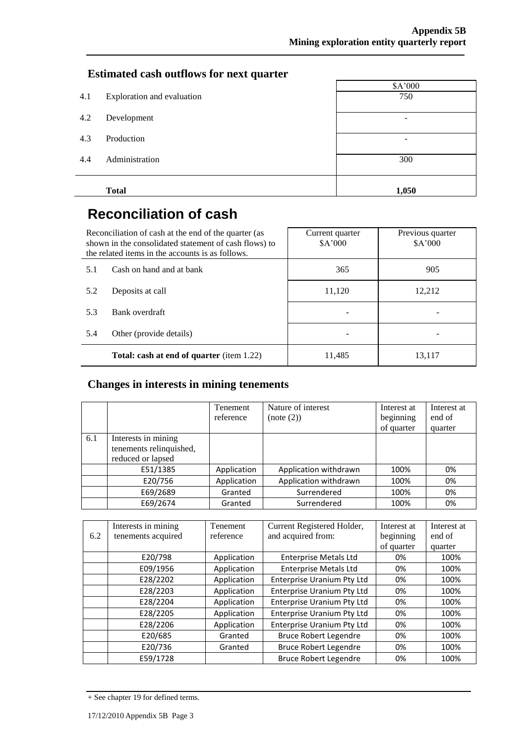## Estimated cash outflows for next quarter

| | | $A'000 |
|---|---|---|
| 4.1 | Exploration and evaluation | 750 |
| 4.2 | Development | - |
| 4.3 | Production | - |
| 4.4 | Administration | 300 |
| | **Total** | **1,050** |

# Reconciliation of cash

| Reconciliation of cash at the end of the quarter (as shown in the consolidated statement of cash flows) to the related items in the accounts is as follows. | | Current quarter $A'000 | Previous quarter $A'000 |
|---|---|---|---|
| 5.1 | Cash on hand and at bank | 365 | 905 |
| 5.2 | Deposits at call | 11,120 | 12,212 |
| 5.3 | Bank overdraft | - | - |
| 5.4 | Other (provide details) | - | - |
| | **Total: cash at end of quarter** (item 1.22) | 11,485 | 13,117 |

## Changes in interests in mining tenements

| | | Tenement reference | Nature of interest (note (2)) | Interest at beginning of quarter | Interest at end of quarter |
|---|---|---|---|---|---|
| 6.1 | Interests in mining tenements relinquished, reduced or lapsed | | | | |
| | E51/1385 | Application | Application withdrawn | 100% | 0% |
| | E20/756 | Application | Application withdrawn | 100% | 0% |
| | E69/2689 | Granted | Surrendered | 100% | 0% |
| | E69/2674 | Granted | Surrendered | 100% | 0% |

| 6.2 | Interests in mining tenements acquired | Tenement reference | Current Registered Holder, and acquired from: | Interest at beginning of quarter | Interest at end of quarter |
|---|---|---|---|---|---|
| | E20/798 | Application | Enterprise Metals Ltd | 0% | 100% |
| | E09/1956 | Application | Enterprise Metals Ltd | 0% | 100% |
| | E28/2202 | Application | Enterprise Uranium Pty Ltd | 0% | 100% |
| | E28/2203 | Application | Enterprise Uranium Pty Ltd | 0% | 100% |
| | E28/2204 | Application | Enterprise Uranium Pty Ltd | 0% | 100% |
| | E28/2205 | Application | Enterprise Uranium Pty Ltd | 0% | 100% |
| | E28/2206 | Application | Enterprise Uranium Pty Ltd | 0% | 100% |
| | E20/685 | Granted | Bruce Robert Legendre | 0% | 100% |
| | E20/736 | Granted | Bruce Robert Legendre | 0% | 100% |
| | E59/1728 | | Bruce Robert Legendre | 0% | 100% |

+ See chapter 19 for defined terms.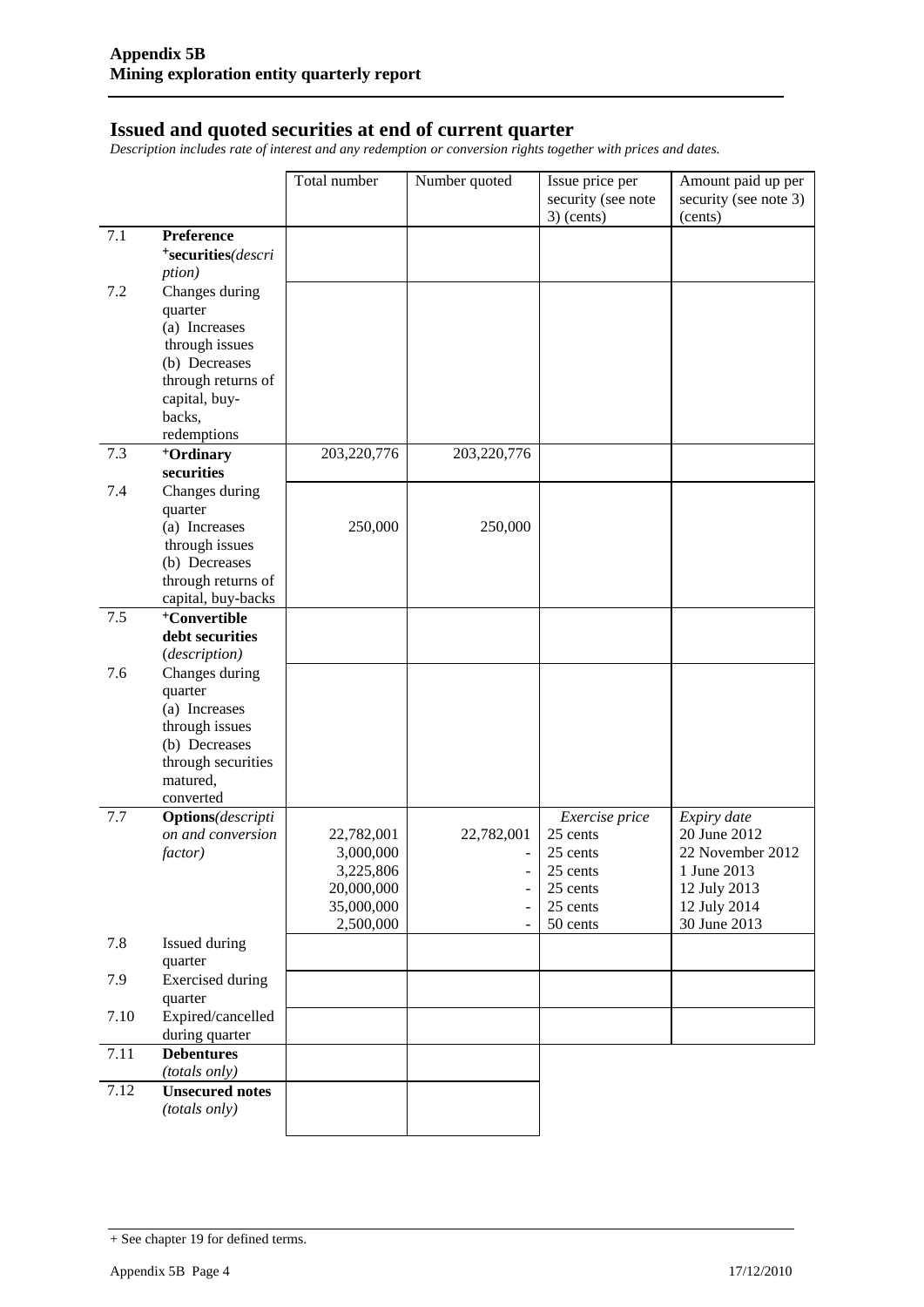## Issued and quoted securities at end of current quarter

*Description includes rate of interest and any redemption or conversion rights together with prices and dates.*

| | | Total number | Number quoted | Issue price per security (see note 3) (cents) | Amount paid up per security (see note 3) (cents) |
|---|---|---|---|---|---|
| 7.1 | **Preference +securities** *(description)* | | | | |
| 7.2 | Changes during quarter (a) Increases through issues (b) Decreases through returns of capital, buy-backs, redemptions | | | | |
| 7.3 | **+Ordinary securities** | 203,220,776 | 203,220,776 | | |
| 7.4 | Changes during quarter (a) Increases through issues (b) Decreases through returns of capital, buy-backs | 250,000 | 250,000 | | |
| 7.5 | **+Convertible debt securities** *(description)* | | | | |
| 7.6 | Changes during quarter (a) Increases through issues (b) Decreases through securities matured, converted | | | | |
| 7.7 | **Options** *(description and conversion factor)* | | | *Exercise price* | *Expiry date* |
| | | 22,782,001 | 22,782,001 | 25 cents | 20 June 2012 |
| | | 3,000,000 | - | 25 cents | 22 November 2012 |
| | | 3,225,806 | - | 25 cents | 1 June 2013 |
| | | 20,000,000 | - | 25 cents | 12 July 2013 |
| | | 35,000,000 | - | 25 cents | 12 July 2014 |
| | | 2,500,000 | - | 50 cents | 30 June 2013 |
| 7.8 | Issued during quarter | | | | |
| 7.9 | Exercised during quarter | | | | |
| 7.10 | Expired/cancelled during quarter | | | | |
| 7.11 | **Debentures** *(totals only)* | | | | |
| 7.12 | **Unsecured notes** *(totals only)* | | | | |

+ See chapter 19 for defined terms.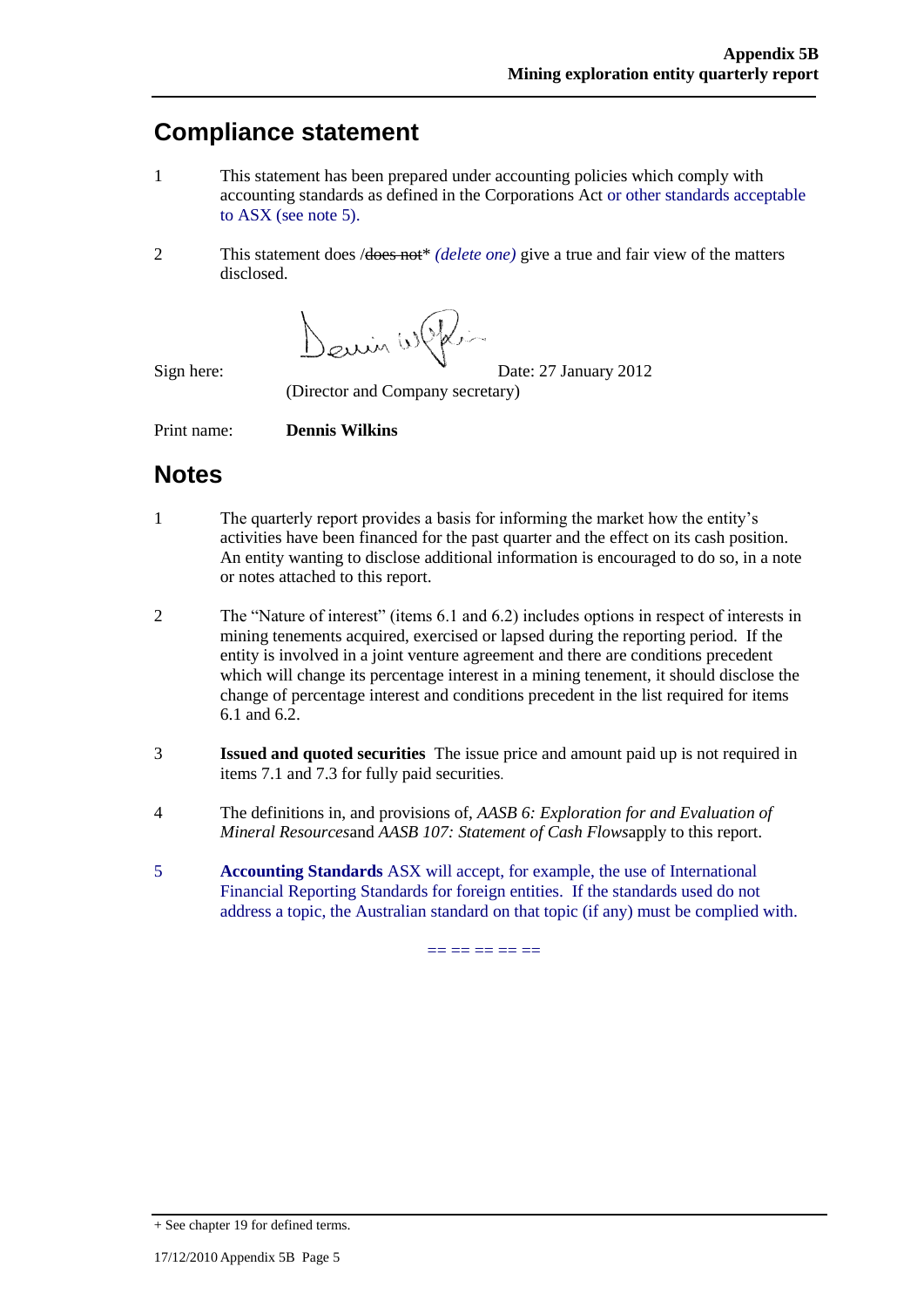## Compliance statement

1. This statement has been prepared under accounting policies which comply with accounting standards as defined in the Corporations Act or other standards acceptable to ASX (see note 5).

2. This statement does /~~does not~~* *(delete one)* give a true and fair view of the matters disclosed.

Sign here: Date: 27 January 2012
(Director and Company secretary)

Print name: **Dennis Wilkins**

## Notes

1. The quarterly report provides a basis for informing the market how the entity's activities have been financed for the past quarter and the effect on its cash position. An entity wanting to disclose additional information is encouraged to do so, in a note or notes attached to this report.

2. The "Nature of interest" (items 6.1 and 6.2) includes options in respect of interests in mining tenements acquired, exercised or lapsed during the reporting period. If the entity is involved in a joint venture agreement and there are conditions precedent which will change its percentage interest in a mining tenement, it should disclose the change of percentage interest and conditions precedent in the list required for items 6.1 and 6.2.

3. **Issued and quoted securities** The issue price and amount paid up is not required in items 7.1 and 7.3 for fully paid securities.

4. The definitions in, and provisions of, *AASB 6: Exploration for and Evaluation of Mineral Resources* and *AASB 107: Statement of Cash Flows* apply to this report.

5. **Accounting Standards** ASX will accept, for example, the use of International Financial Reporting Standards for foreign entities. If the standards used do not address a topic, the Australian standard on that topic (if any) must be complied with.

== == == == ==

+ See chapter 19 for defined terms.